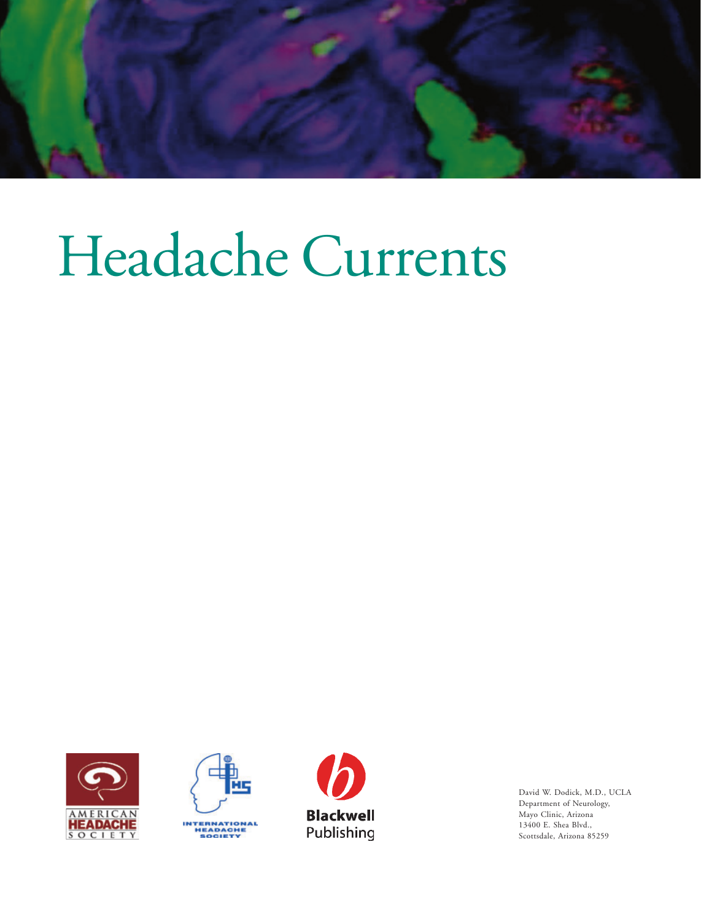# Headache Currents

AMERICAN HEADACHE SOCIETY

INTERNATIONAL HEADACHE SOCIETY

Blackwell Publishing

David W. Dodick, M.D., UCLA
Department of Neurology,
Mayo Clinic, Arizona
13400 E. Shea Blvd.,
Scottsdale, Arizona 85259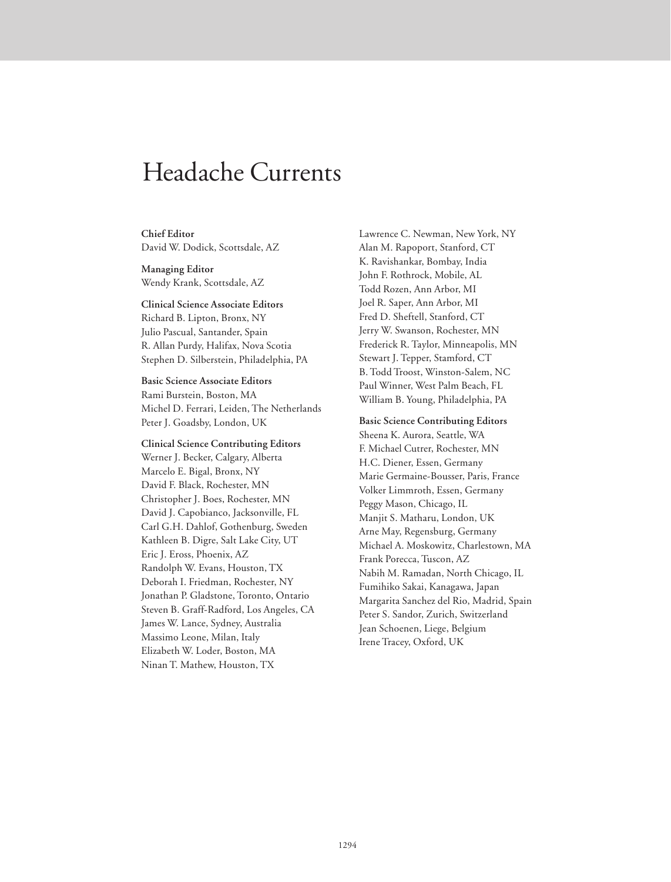# Headache Currents

**Chief Editor**
David W. Dodick, Scottsdale, AZ

**Managing Editor**
Wendy Krank, Scottsdale, AZ

**Clinical Science Associate Editors**
Richard B. Lipton, Bronx, NY
Julio Pascual, Santander, Spain
R. Allan Purdy, Halifax, Nova Scotia
Stephen D. Silberstein, Philadelphia, PA

**Basic Science Associate Editors**
Rami Burstein, Boston, MA
Michel D. Ferrari, Leiden, The Netherlands
Peter J. Goadsby, London, UK

**Clinical Science Contributing Editors**
Werner J. Becker, Calgary, Alberta
Marcelo E. Bigal, Bronx, NY
David F. Black, Rochester, MN
Christopher J. Boes, Rochester, MN
David J. Capobianco, Jacksonville, FL
Carl G.H. Dahlof, Gothenburg, Sweden
Kathleen B. Digre, Salt Lake City, UT
Eric J. Eross, Phoenix, AZ
Randolph W. Evans, Houston, TX
Deborah I. Friedman, Rochester, NY
Jonathan P. Gladstone, Toronto, Ontario
Steven B. Graff-Radford, Los Angeles, CA
James W. Lance, Sydney, Australia
Massimo Leone, Milan, Italy
Elizabeth W. Loder, Boston, MA
Ninan T. Mathew, Houston, TX
Lawrence C. Newman, New York, NY
Alan M. Rapoport, Stanford, CT
K. Ravishankar, Bombay, India
John F. Rothrock, Mobile, AL
Todd Rozen, Ann Arbor, MI
Joel R. Saper, Ann Arbor, MI
Fred D. Sheftell, Stanford, CT
Jerry W. Swanson, Rochester, MN
Frederick R. Taylor, Minneapolis, MN
Stewart J. Tepper, Stamford, CT
B. Todd Troost, Winston-Salem, NC
Paul Winner, West Palm Beach, FL
William B. Young, Philadelphia, PA

**Basic Science Contributing Editors**
Sheena K. Aurora, Seattle, WA
F. Michael Cutrer, Rochester, MN
H.C. Diener, Essen, Germany
Marie Germaine-Bousser, Paris, France
Volker Limmroth, Essen, Germany
Peggy Mason, Chicago, IL
Manjit S. Matharu, London, UK
Arne May, Regensburg, Germany
Michael A. Moskowitz, Charlestown, MA
Frank Porecca, Tuscon, AZ
Nabih M. Ramadan, North Chicago, IL
Fumihiko Sakai, Kanagawa, Japan
Margarita Sanchez del Rio, Madrid, Spain
Peter S. Sandor, Zurich, Switzerland
Jean Schoenen, Liege, Belgium
Irene Tracey, Oxford, UK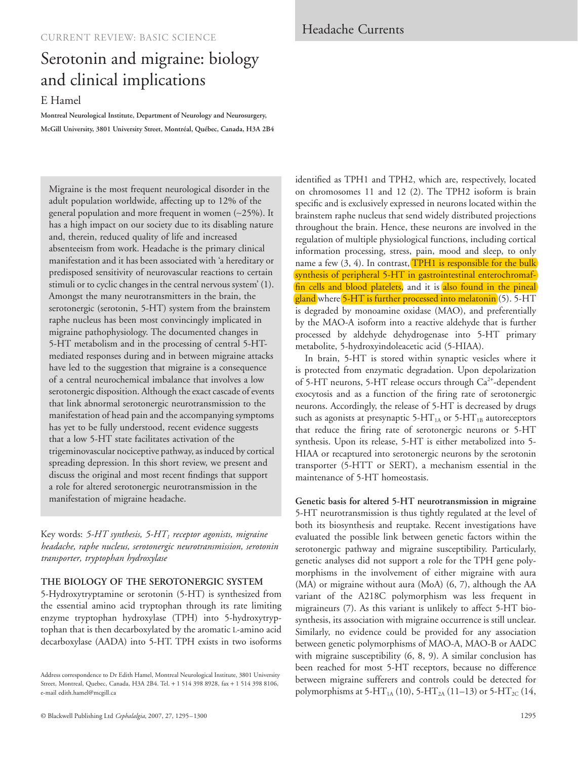CURRENT REVIEW: BASIC SCIENCE

# Serotonin and migraine: biology and clinical implications

E Hamel

**Montreal Neurological Institute, Department of Neurology and Neurosurgery, McGill University, 3801 University Street, Montréal, Québec, Canada, H3A 2B4**

Migraine is the most frequent neurological disorder in the adult population worldwide, affecting up to 12% of the general population and more frequent in women (~25%). It has a high impact on our society due to its disabling nature and, therein, reduced quality of life and increased absenteeism from work. Headache is the primary clinical manifestation and it has been associated with 'a hereditary or predisposed sensitivity of neurovascular reactions to certain stimuli or to cyclic changes in the central nervous system' (1). Amongst the many neurotransmitters in the brain, the serotonergic (serotonin, 5-HT) system from the brainstem raphe nucleus has been most convincingly implicated in migraine pathophysiology. The documented changes in 5-HT metabolism and in the processing of central 5-HT-mediated responses during and in between migraine attacks have led to the suggestion that migraine is a consequence of a central neurochemical imbalance that involves a low serotonergic disposition. Although the exact cascade of events that link abnormal serotonergic neurotransmission to the manifestation of head pain and the accompanying symptoms has yet to be fully understood, recent evidence suggests that a low 5-HT state facilitates activation of the trigeminovascular nociceptive pathway, as induced by cortical spreading depression. In this short review, we present and discuss the original and most recent findings that support a role for altered serotonergic neurotransmission in the manifestation of migraine headache.

Key words: *5-HT synthesis, 5-HT$_1$ receptor agonists, migraine headache, raphe nucleus, serotonergic neurotransmission, serotonin transporter, tryptophan hydroxylase*

## THE BIOLOGY OF THE SEROTONERGIC SYSTEM

5-Hydroxytryptamine or serotonin (5-HT) is synthesized from the essential amino acid tryptophan through its rate limiting enzyme tryptophan hydroxylase (TPH) into 5-hydroxytryptophan that is then decarboxylated by the aromatic L-amino acid decarboxylase (AADA) into 5-HT. TPH exists in two isoforms identified as TPH1 and TPH2, which are, respectively, located on chromosomes 11 and 12 (2). The TPH2 isoform is brain specific and is exclusively expressed in neurons located within the brainstem raphe nucleus that send widely distributed projections throughout the brain. Hence, these neurons are involved in the regulation of multiple physiological functions, including cortical information processing, stress, pain, mood and sleep, to only name a few (3, 4). In contrast, TPH1 is responsible for the bulk synthesis of peripheral 5-HT in gastrointestinal enterochromaffin cells and blood platelets, and it is also found in the pineal gland where 5-HT is further processed into melatonin (5). 5-HT is degraded by monoamine oxidase (MAO), and preferentially by the MAO-A isoform into a reactive aldehyde that is further processed by aldehyde dehydrogenase into 5-HT primary metabolite, 5-hydroxyindoleacetic acid (5-HIAA).

In brain, 5-HT is stored within synaptic vesicles where it is protected from enzymatic degradation. Upon depolarization of 5-HT neurons, 5-HT release occurs through $Ca^{2+}$-dependent exocytosis and as a function of the firing rate of serotonergic neurons. Accordingly, the release of 5-HT is decreased by drugs such as agonists at presynaptic 5-HT$_{1A}$ or 5-HT$_{1B}$ autoreceptors that reduce the firing rate of serotonergic neurons or 5-HT synthesis. Upon its release, 5-HT is either metabolized into 5-HIAA or recaptured into serotonergic neurons by the serotonin transporter (5-HTT or SERT), a mechanism essential in the maintenance of 5-HT homeostasis.

**Genetic basis for altered 5-HT neurotransmission in migraine**

5-HT neurotransmission is thus tightly regulated at the level of both its biosynthesis and reuptake. Recent investigations have evaluated the possible link between genetic factors within the serotonergic pathway and migraine susceptibility. Particularly, genetic analyses did not support a role for the TPH gene polymorphisms in the involvement of either migraine with aura (MA) or migraine without aura (MoA) (6, 7), although the AA variant of the A218C polymorphism was less frequent in migraineurs (7). As this variant is unlikely to affect 5-HT biosynthesis, its association with migraine occurrence is still unclear. Similarly, no evidence could be provided for any association between genetic polymorphisms of MAO-A, MAO-B or AADC with migraine susceptibility (6, 8, 9). A similar conclusion has been reached for most 5-HT receptors, because no difference between migraine sufferers and controls could be detected for polymorphisms at 5-HT$_{1A}$ (10), 5-HT$_{2A}$ (11–13) or 5-HT$_{2C}$ (14,

Address correspondence to Dr Edith Hamel, Montreal Neurological Institute, 3801 University Street, Montreal, Quebec, Canada, H3A 2B4. Tel. + 1 514 398 8928, fax + 1 514 398 8106, e-mail edith.hamel@mcgill.ca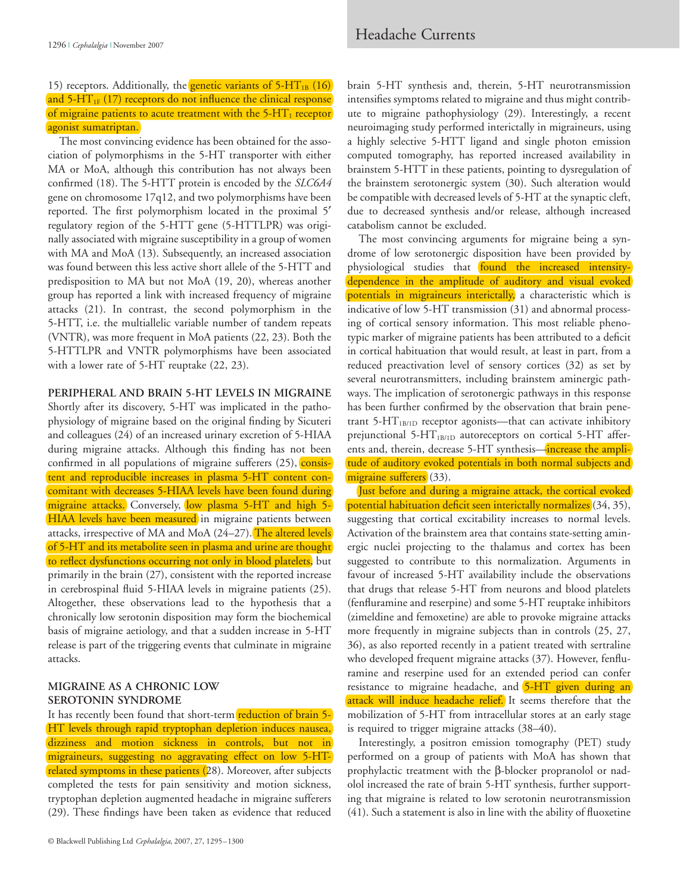15) receptors. Additionally, the genetic variants of $5\text{-HT}_{1B}$ (16) and $5\text{-HT}_{1F}$ (17) receptors do not influence the clinical response of migraine patients to acute treatment with the $5\text{-HT}_1$ receptor agonist sumatriptan.

The most convincing evidence has been obtained for the association of polymorphisms in the 5-HT transporter with either MA or MoA, although this contribution has not always been confirmed (18). The 5-HTT protein is encoded by the *SLC6A4* gene on chromosome 17q12, and two polymorphisms have been reported. The first polymorphism located in the proximal 5′ regulatory region of the 5-HTT gene (5-HTTLPR) was originally associated with migraine susceptibility in a group of women with MA and MoA (13). Subsequently, an increased association was found between this less active short allele of the 5-HTT and predisposition to MA but not MoA (19, 20), whereas another group has reported a link with increased frequency of migraine attacks (21). In contrast, the second polymorphism in the 5-HTT, i.e. the multiallelic variable number of tandem repeats (VNTR), was more frequent in MoA patients (22, 23). Both the 5-HTTLPR and VNTR polymorphisms have been associated with a lower rate of 5-HT reuptake (22, 23).

## PERIPHERAL AND BRAIN 5-HT LEVELS IN MIGRAINE

Shortly after its discovery, 5-HT was implicated in the pathophysiology of migraine based on the original finding by Sicuteri and colleagues (24) of an increased urinary excretion of 5-HIAA during migraine attacks. Although this finding has not been confirmed in all populations of migraine sufferers (25), consistent and reproducible increases in plasma 5-HT content concomitant with decreases 5-HIAA levels have been found during migraine attacks. Conversely, low plasma 5-HT and high 5-HIAA levels have been measured in migraine patients between attacks, irrespective of MA and MoA (24–27). The altered levels of 5-HT and its metabolite seen in plasma and urine are thought to reflect dysfunctions occurring not only in blood platelets, but primarily in the brain (27), consistent with the reported increase in cerebrospinal fluid 5-HIAA levels in migraine patients (25). Altogether, these observations lead to the hypothesis that a chronically low serotonin disposition may form the biochemical basis of migraine aetiology, and that a sudden increase in 5-HT release is part of the triggering events that culminate in migraine attacks.

## MIGRAINE AS A CHRONIC LOW SEROTONIN SYNDROME

It has recently been found that short-term reduction of brain 5-HT levels through rapid tryptophan depletion induces nausea, dizziness and motion sickness in controls, but not in migraineurs, suggesting no aggravating effect on low 5-HT-related symptoms in these patients (28). Moreover, after subjects completed the tests for pain sensitivity and motion sickness, tryptophan depletion augmented headache in migraine sufferers (29). These findings have been taken as evidence that reduced brain 5-HT synthesis and, therein, 5-HT neurotransmission intensifies symptoms related to migraine and thus might contribute to migraine pathophysiology (29). Interestingly, a recent neuroimaging study performed interictally in migraineurs, using a highly selective 5-HTT ligand and single photon emission computed tomography, has reported increased availability in brainstem 5-HTT in these patients, pointing to dysregulation of the brainstem serotonergic system (30). Such alteration would be compatible with decreased levels of 5-HT at the synaptic cleft, due to decreased synthesis and/or release, although increased catabolism cannot be excluded.

The most convincing arguments for migraine being a syndrome of low serotonergic disposition have been provided by physiological studies that found the increased intensity-dependence in the amplitude of auditory and visual evoked potentials in migraineurs interictally, a characteristic which is indicative of low 5-HT transmission (31) and abnormal processing of cortical sensory information. This most reliable phenotypic marker of migraine patients has been attributed to a deficit in cortical habituation that would result, at least in part, from a reduced preactivation level of sensory cortices (32) as set by several neurotransmitters, including brainstem aminergic pathways. The implication of serotonergic pathways in this response has been further confirmed by the observation that brain penetrant $5\text{-HT}_{1B/1D}$ receptor agonists—that can activate inhibitory prejunctional $5\text{-HT}_{1B/1D}$ autoreceptors on cortical 5-HT afferents and, therein, decrease 5-HT synthesis—increase the amplitude of auditory evoked potentials in both normal subjects and migraine sufferers (33).

Just before and during a migraine attack, the cortical evoked potential habituation deficit seen interictally normalizes (34, 35), suggesting that cortical excitability increases to normal levels. Activation of the brainstem area that contains state-setting aminergic nuclei projecting to the thalamus and cortex has been suggested to contribute to this normalization. Arguments in favour of increased 5-HT availability include the observations that drugs that release 5-HT from neurons and blood platelets (fenfluramine and reserpine) and some 5-HT reuptake inhibitors (zimeldine and femoxetine) are able to provoke migraine attacks more frequently in migraine subjects than in controls (25, 27, 36), as also reported recently in a patient treated with sertraline who developed frequent migraine attacks (37). However, fenfluramine and reserpine used for an extended period can confer resistance to migraine headache, and 5-HT given during an attack will induce headache relief. It seems therefore that the mobilization of 5-HT from intracellular stores at an early stage is required to trigger migraine attacks (38–40).

Interestingly, a positron emission tomography (PET) study performed on a group of patients with MoA has shown that prophylactic treatment with the β-blocker propranolol or nadolol increased the rate of brain 5-HT synthesis, further supporting that migraine is related to low serotonin neurotransmission (41). Such a statement is also in line with the ability of fluoxetine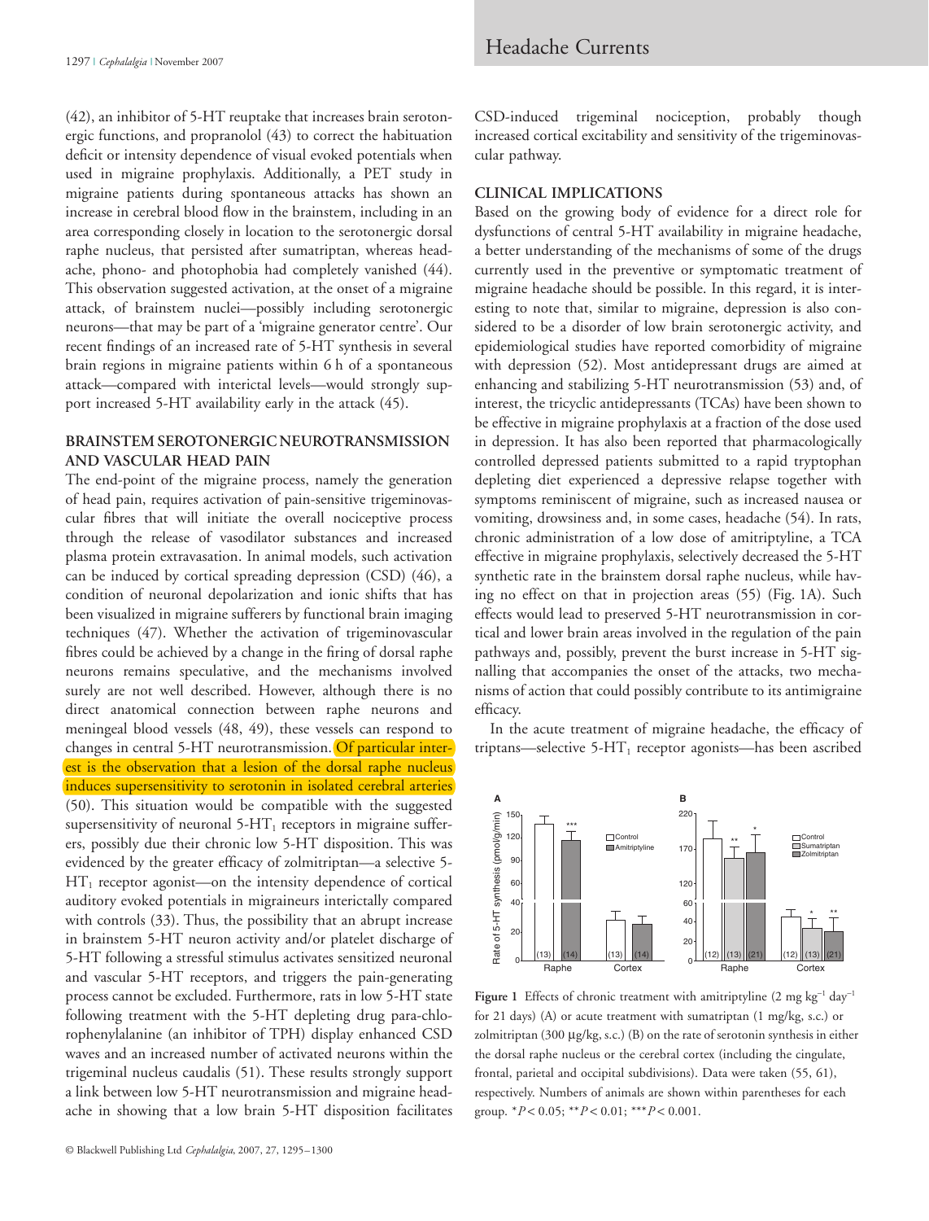(42), an inhibitor of 5-HT reuptake that increases brain serotonergic functions, and propranolol (43) to correct the habituation deficit or intensity dependence of visual evoked potentials when used in migraine prophylaxis. Additionally, a PET study in migraine patients during spontaneous attacks has shown an increase in cerebral blood flow in the brainstem, including in an area corresponding closely in location to the serotonergic dorsal raphe nucleus, that persisted after sumatriptan, whereas headache, phono- and photophobia had completely vanished (44). This observation suggested activation, at the onset of a migraine attack, of brainstem nuclei—possibly including serotonergic neurons—that may be part of a 'migraine generator centre'. Our recent findings of an increased rate of 5-HT synthesis in several brain regions in migraine patients within 6 h of a spontaneous attack—compared with interictal levels—would strongly support increased 5-HT availability early in the attack (45).

## BRAINSTEM SEROTONERGIC NEUROTRANSMISSION AND VASCULAR HEAD PAIN

The end-point of the migraine process, namely the generation of head pain, requires activation of pain-sensitive trigeminovascular fibres that will initiate the overall nociceptive process through the release of vasodilator substances and increased plasma protein extravasation. In animal models, such activation can be induced by cortical spreading depression (CSD) (46), a condition of neuronal depolarization and ionic shifts that has been visualized in migraine sufferers by functional brain imaging techniques (47). Whether the activation of trigeminovascular fibres could be achieved by a change in the firing of dorsal raphe neurons remains speculative, and the mechanisms involved surely are not well described. However, although there is no direct anatomical connection between raphe neurons and meningeal blood vessels (48, 49), these vessels can respond to changes in central 5-HT neurotransmission. Of particular interest is the observation that a lesion of the dorsal raphe nucleus induces supersensitivity to serotonin in isolated cerebral arteries (50). This situation would be compatible with the suggested supersensitivity of neuronal $5\text{-HT}_1$ receptors in migraine sufferers, possibly due their chronic low 5-HT disposition. This was evidenced by the greater efficacy of zolmitriptan—a selective $5\text{-HT}_1$ receptor agonist—on the intensity dependence of cortical auditory evoked potentials in migraineurs interictally compared with controls (33). Thus, the possibility that an abrupt increase in brainstem 5-HT neuron activity and/or platelet discharge of 5-HT following a stressful stimulus activates sensitized neuronal and vascular 5-HT receptors, and triggers the pain-generating process cannot be excluded. Furthermore, rats in low 5-HT state following treatment with the 5-HT depleting drug para-chlorophenylalanine (an inhibitor of TPH) display enhanced CSD waves and an increased number of activated neurons within the trigeminal nucleus caudalis (51). These results strongly support a link between low 5-HT neurotransmission and migraine headache in showing that a low brain 5-HT disposition facilitates CSD-induced trigeminal nociception, probably though increased cortical excitability and sensitivity of the trigeminovascular pathway.

## CLINICAL IMPLICATIONS

Based on the growing body of evidence for a direct role for dysfunctions of central 5-HT availability in migraine headache, a better understanding of the mechanisms of some of the drugs currently used in the preventive or symptomatic treatment of migraine headache should be possible. In this regard, it is interesting to note that, similar to migraine, depression is also considered to be a disorder of low brain serotonergic activity, and epidemiological studies have reported comorbidity of migraine with depression (52). Most antidepressant drugs are aimed at enhancing and stabilizing 5-HT neurotransmission (53) and, of interest, the tricyclic antidepressants (TCAs) have been shown to be effective in migraine prophylaxis at a fraction of the dose used in depression. It has also been reported that pharmacologically controlled depressed patients submitted to a rapid tryptophan depleting diet experienced a depressive relapse together with symptoms reminiscent of migraine, such as increased nausea or vomiting, drowsiness and, in some cases, headache (54). In rats, chronic administration of a low dose of amitriptyline, a TCA effective in migraine prophylaxis, selectively decreased the 5-HT synthetic rate in the brainstem dorsal raphe nucleus, while having no effect on that in projection areas (55) (Fig. 1A). Such effects would lead to preserved 5-HT neurotransmission in cortical and lower brain areas involved in the regulation of the pain pathways and, possibly, prevent the burst increase in 5-HT signalling that accompanies the onset of the attacks, two mechanisms of action that could possibly contribute to its antimigraine efficacy.

In the acute treatment of migraine headache, the efficacy of triptans—selective $5\text{-HT}_1$ receptor agonists—has been ascribed

**Figure 1** Effects of chronic treatment with amitriptyline (2 mg $kg^{-1}$ $day^{-1}$ for 21 days) (A) or acute treatment with sumatriptan (1 mg/kg, s.c.) or zolmitriptan (300 μg/kg, s.c.) (B) on the rate of serotonin synthesis in either the dorsal raphe nucleus or the cerebral cortex (including the cingulate, frontal, parietal and occipital subdivisions). Data were taken (55, 61), respectively. Numbers of animals are shown within parentheses for each group. \*$P < 0.05$; \*\*$P < 0.01$; \*\*\*$P < 0.001$.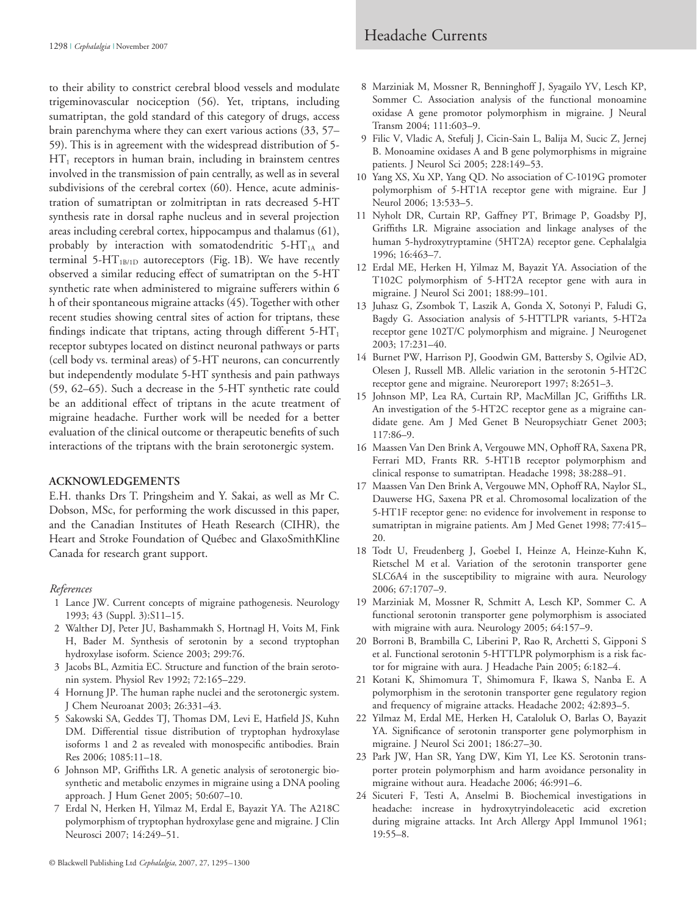to their ability to constrict cerebral blood vessels and modulate trigeminovascular nociception (56). Yet, triptans, including sumatriptan, the gold standard of this category of drugs, access brain parenchyma where they can exert various actions (33, 57–59). This is in agreement with the widespread distribution of 5-$HT_1$ receptors in human brain, including in brainstem centres involved in the transmission of pain centrally, as well as in several subdivisions of the cerebral cortex (60). Hence, acute administration of sumatriptan or zolmitriptan in rats decreased 5-HT synthesis rate in dorsal raphe nucleus and in several projection areas including cerebral cortex, hippocampus and thalamus (61), probably by interaction with somatodendritic 5-$HT_{1A}$ and terminal 5-$HT_{1B/1D}$ autoreceptors (Fig. 1B). We have recently observed a similar reducing effect of sumatriptan on the 5-HT synthetic rate when administered to migraine sufferers within 6 h of their spontaneous migraine attacks (45). Together with other recent studies showing central sites of action for triptans, these findings indicate that triptans, acting through different 5-$HT_1$ receptor subtypes located on distinct neuronal pathways or parts (cell body vs. terminal areas) of 5-HT neurons, can concurrently but independently modulate 5-HT synthesis and pain pathways (59, 62–65). Such a decrease in the 5-HT synthetic rate could be an additional effect of triptans in the acute treatment of migraine headache. Further work will be needed for a better evaluation of the clinical outcome or therapeutic benefits of such interactions of the triptans with the brain serotonergic system.

## ACKNOWLEDGEMENTS

E.H. thanks Drs T. Pringsheim and Y. Sakai, as well as Mr C. Dobson, MSc, for performing the work discussed in this paper, and the Canadian Institutes of Heath Research (CIHR), the Heart and Stroke Foundation of Québec and GlaxoSmithKline Canada for research grant support.

*References*

1. Lance JW. Current concepts of migraine pathogenesis. Neurology 1993; 43 (Suppl. 3):S11–15.
2. Walther DJ, Peter JU, Bashammakh S, Hortnagl H, Voits M, Fink H, Bader M. Synthesis of serotonin by a second tryptophan hydroxylase isoform. Science 2003; 299:76.
3. Jacobs BL, Azmitia EC. Structure and function of the brain serotonin system. Physiol Rev 1992; 72:165–229.
4. Hornung JP. The human raphe nuclei and the serotonergic system. J Chem Neuroanat 2003; 26:331–43.
5. Sakowski SA, Geddes TJ, Thomas DM, Levi E, Hatfield JS, Kuhn DM. Differential tissue distribution of tryptophan hydroxylase isoforms 1 and 2 as revealed with monospecific antibodies. Brain Res 2006; 1085:11–18.
6. Johnson MP, Griffiths LR. A genetic analysis of serotonergic biosynthetic and metabolic enzymes in migraine using a DNA pooling approach. J Hum Genet 2005; 50:607–10.
7. Erdal N, Herken H, Yilmaz M, Erdal E, Bayazit YA. The A218C polymorphism of tryptophan hydroxylase gene and migraine. J Clin Neurosci 2007; 14:249–51.
8. Marziniak M, Mossner R, Benninghoff J, Syagailo YV, Lesch KP, Sommer C. Association analysis of the functional monoamine oxidase A gene promotor polymorphism in migraine. J Neural Transm 2004; 111:603–9.
9. Filic V, Vladic A, Stefulj J, Cicin-Sain L, Balija M, Sucic Z, Jernej B. Monoamine oxidases A and B gene polymorphisms in migraine patients. J Neurol Sci 2005; 228:149–53.
10. Yang XS, Xu XP, Yang QD. No association of C-1019G promoter polymorphism of 5-HT1A receptor gene with migraine. Eur J Neurol 2006; 13:533–5.
11. Nyholt DR, Curtain RP, Gaffney PT, Brimage P, Goadsby PJ, Griffiths LR. Migraine association and linkage analyses of the human 5-hydroxytryptamine (5HT2A) receptor gene. Cephalalgia 1996; 16:463–7.
12. Erdal ME, Herken H, Yilmaz M, Bayazit YA. Association of the T102C polymorphism of 5-HT2A receptor gene with aura in migraine. J Neurol Sci 2001; 188:99–101.
13. Juhasz G, Zsombok T, Laszik A, Gonda X, Sotonyi P, Faludi G, Bagdy G. Association analysis of 5-HTTLPR variants, 5-HT2a receptor gene 102T/C polymorphism and migraine. J Neurogenet 2003; 17:231–40.
14. Burnet PW, Harrison PJ, Goodwin GM, Battersby S, Ogilvie AD, Olesen J, Russell MB. Allelic variation in the serotonin 5-HT2C receptor gene and migraine. Neuroreport 1997; 8:2651–3.
15. Johnson MP, Lea RA, Curtain RP, MacMillan JC, Griffiths LR. An investigation of the 5-HT2C receptor gene as a migraine candidate gene. Am J Med Genet B Neuropsychiatr Genet 2003; 117:86–9.
16. Maassen Van Den Brink A, Vergouwe MN, Ophoff RA, Saxena PR, Ferrari MD, Frants RR. 5-HT1B receptor polymorphism and clinical response to sumatriptan. Headache 1998; 38:288–91.
17. Maassen Van Den Brink A, Vergouwe MN, Ophoff RA, Naylor SL, Dauwerse HG, Saxena PR et al. Chromosomal localization of the 5-HT1F receptor gene: no evidence for involvement in response to sumatriptan in migraine patients. Am J Med Genet 1998; 77:415–20.
18. Todt U, Freudenberg J, Goebel I, Heinze A, Heinze-Kuhn K, Rietschel M et al. Variation of the serotonin transporter gene SLC6A4 in the susceptibility to migraine with aura. Neurology 2006; 67:1707–9.
19. Marziniak M, Mossner R, Schmitt A, Lesch KP, Sommer C. A functional serotonin transporter gene polymorphism is associated with migraine with aura. Neurology 2005; 64:157–9.
20. Borroni B, Brambilla C, Liberini P, Rao R, Archetti S, Gipponi S et al. Functional serotonin 5-HTTLPR polymorphism is a risk factor for migraine with aura. J Headache Pain 2005; 6:182–4.
21. Kotani K, Shimomura T, Shimomura F, Ikawa S, Nanba E. A polymorphism in the serotonin transporter gene regulatory region and frequency of migraine attacks. Headache 2002; 42:893–5.
22. Yilmaz M, Erdal ME, Herken H, Cataloluk O, Barlas O, Bayazit YA. Significance of serotonin transporter gene polymorphism in migraine. J Neurol Sci 2001; 186:27–30.
23. Park JW, Han SR, Yang DW, Kim YI, Lee KS. Serotonin transporter protein polymorphism and harm avoidance personality in migraine without aura. Headache 2006; 46:991–6.
24. Sicuteri F, Testi A, Anselmi B. Biochemical investigations in headache: increase in hydroxytryindoleacetic acid excretion during migraine attacks. Int Arch Allergy Appl Immunol 1961; 19:55–8.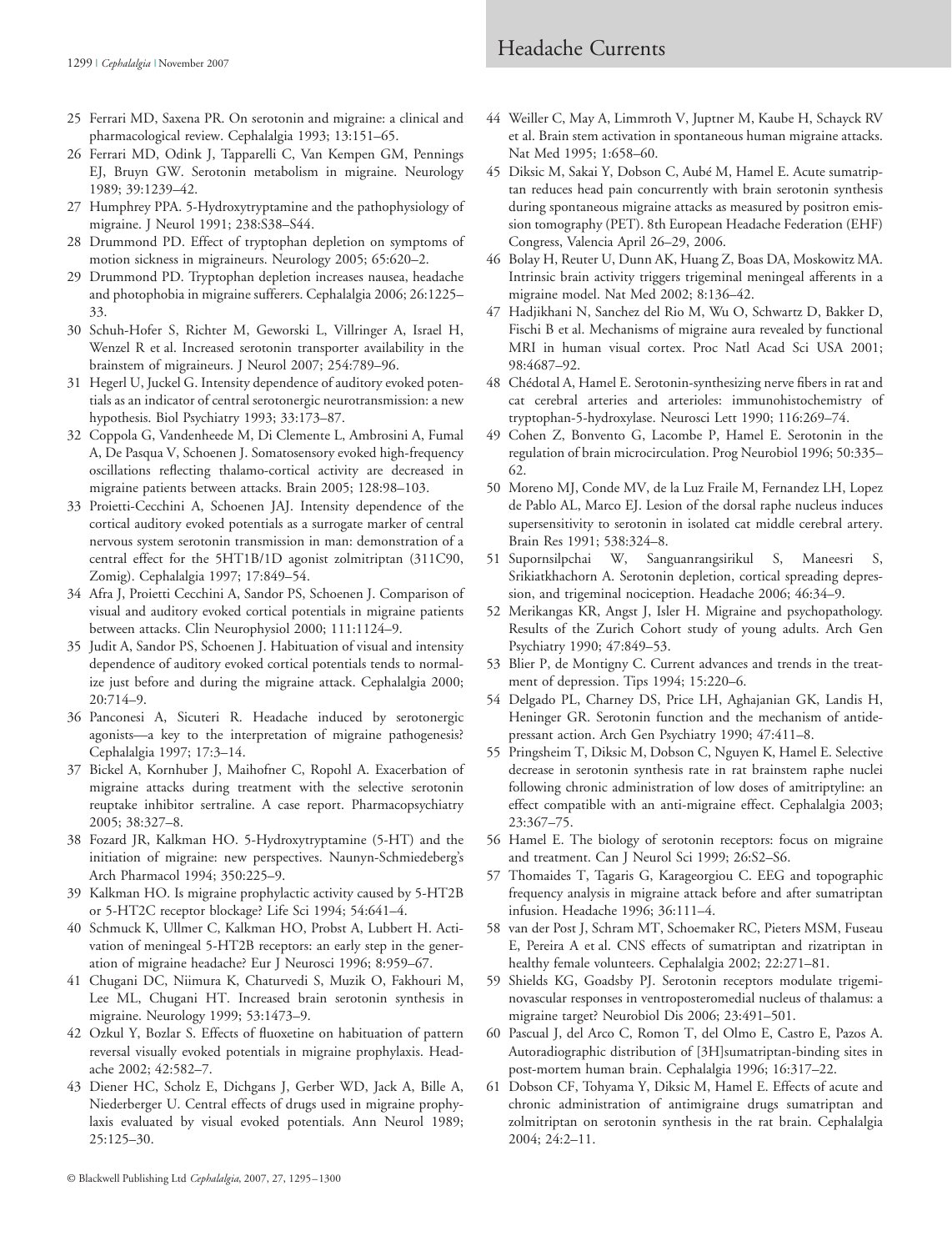25 Ferrari MD, Saxena PR. On serotonin and migraine: a clinical and pharmacological review. Cephalalgia 1993; 13:151–65.

26 Ferrari MD, Odink J, Tapparelli C, Van Kempen GM, Pennings EJ, Bruyn GW. Serotonin metabolism in migraine. Neurology 1989; 39:1239–42.

27 Humphrey PPA. 5-Hydroxytryptamine and the pathophysiology of migraine. J Neurol 1991; 238:S38–S44.

28 Drummond PD. Effect of tryptophan depletion on symptoms of motion sickness in migraineurs. Neurology 2005; 65:620–2.

29 Drummond PD. Tryptophan depletion increases nausea, headache and photophobia in migraine sufferers. Cephalalgia 2006; 26:1225–33.

30 Schuh-Hofer S, Richter M, Geworski L, Villringer A, Israel H, Wenzel R et al. Increased serotonin transporter availability in the brainstem of migraineurs. J Neurol 2007; 254:789–96.

31 Hegerl U, Juckel G. Intensity dependence of auditory evoked potentials as an indicator of central serotonergic neurotransmission: a new hypothesis. Biol Psychiatry 1993; 33:173–87.

32 Coppola G, Vandenheede M, Di Clemente L, Ambrosini A, Fumal A, De Pasqua V, Schoenen J. Somatosensory evoked high-frequency oscillations reflecting thalamo-cortical activity are decreased in migraine patients between attacks. Brain 2005; 128:98–103.

33 Proietti-Cecchini A, Schoenen JAJ. Intensity dependence of the cortical auditory evoked potentials as a surrogate marker of central nervous system serotonin transmission in man: demonstration of a central effect for the 5HT1B/1D agonist zolmitriptan (311C90, Zomig). Cephalalgia 1997; 17:849–54.

34 Afra J, Proietti Cecchini A, Sandor PS, Schoenen J. Comparison of visual and auditory evoked cortical potentials in migraine patients between attacks. Clin Neurophysiol 2000; 111:1124–9.

35 Judit A, Sandor PS, Schoenen J. Habituation of visual and intensity dependence of auditory evoked cortical potentials tends to normalize just before and during the migraine attack. Cephalalgia 2000; 20:714–9.

36 Panconesi A, Sicuteri R. Headache induced by serotonergic agonists—a key to the interpretation of migraine pathogenesis? Cephalalgia 1997; 17:3–14.

37 Bickel A, Kornhuber J, Maihofner C, Ropohl A. Exacerbation of migraine attacks during treatment with the selective serotonin reuptake inhibitor sertraline. A case report. Pharmacopsychiatry 2005; 38:327–8.

38 Fozard JR, Kalkman HO. 5-Hydroxytryptamine (5-HT) and the initiation of migraine: new perspectives. Naunyn-Schmiedeberg's Arch Pharmacol 1994; 350:225–9.

39 Kalkman HO. Is migraine prophylactic activity caused by 5-HT2B or 5-HT2C receptor blockage? Life Sci 1994; 54:641–4.

40 Schmuck K, Ullmer C, Kalkman HO, Probst A, Lubbert H. Activation of meningeal 5-HT2B receptors: an early step in the generation of migraine headache? Eur J Neurosci 1996; 8:959–67.

41 Chugani DC, Niimura K, Chaturvedi S, Muzik O, Fakhouri M, Lee ML, Chugani HT. Increased brain serotonin synthesis in migraine. Neurology 1999; 53:1473–9.

42 Ozkul Y, Bozlar S. Effects of fluoxetine on habituation of pattern reversal visually evoked potentials in migraine prophylaxis. Headache 2002; 42:582–7.

43 Diener HC, Scholz E, Dichgans J, Gerber WD, Jack A, Bille A, Niederberger U. Central effects of drugs used in migraine prophylaxis evaluated by visual evoked potentials. Ann Neurol 1989; 25:125–30.

44 Weiller C, May A, Limmroth V, Juptner M, Kaube H, Schayck RV et al. Brain stem activation in spontaneous human migraine attacks. Nat Med 1995; 1:658–60.

45 Diksic M, Sakai Y, Dobson C, Aubé M, Hamel E. Acute sumatriptan reduces head pain concurrently with brain serotonin synthesis during spontaneous migraine attacks as measured by positron emission tomography (PET). 8th European Headache Federation (EHF) Congress, Valencia April 26–29, 2006.

46 Bolay H, Reuter U, Dunn AK, Huang Z, Boas DA, Moskowitz MA. Intrinsic brain activity triggers trigeminal meningeal afferents in a migraine model. Nat Med 2002; 8:136–42.

47 Hadjikhani N, Sanchez del Rio M, Wu O, Schwartz D, Bakker D, Fischi B et al. Mechanisms of migraine aura revealed by functional MRI in human visual cortex. Proc Natl Acad Sci USA 2001; 98:4687–92.

48 Chédotal A, Hamel E. Serotonin-synthesizing nerve fibers in rat and cat cerebral arteries and arterioles: immunohistochemistry of tryptophan-5-hydroxylase. Neurosci Lett 1990; 116:269–74.

49 Cohen Z, Bonvento G, Lacombe P, Hamel E. Serotonin in the regulation of brain microcirculation. Prog Neurobiol 1996; 50:335–62.

50 Moreno MJ, Conde MV, de la Luz Fraile M, Fernandez LH, Lopez de Pablo AL, Marco EJ. Lesion of the dorsal raphe nucleus induces supersensitivity to serotonin in isolated cat middle cerebral artery. Brain Res 1991; 538:324–8.

51 Supornsilpchai W, Sanguanrangsirikul S, Maneesri S, Srikiatkhachorn A. Serotonin depletion, cortical spreading depression, and trigeminal nociception. Headache 2006; 46:34–9.

52 Merikangas KR, Angst J, Isler H. Migraine and psychopathology. Results of the Zurich Cohort study of young adults. Arch Gen Psychiatry 1990; 47:849–53.

53 Blier P, de Montigny C. Current advances and trends in the treatment of depression. Tips 1994; 15:220–6.

54 Delgado PL, Charney DS, Price LH, Aghajanian GK, Landis H, Heninger GR. Serotonin function and the mechanism of antidepressant action. Arch Gen Psychiatry 1990; 47:411–8.

55 Pringsheim T, Diksic M, Dobson C, Nguyen K, Hamel E. Selective decrease in serotonin synthesis rate in rat brainstem raphe nuclei following chronic administration of low doses of amitriptyline: an effect compatible with an anti-migraine effect. Cephalalgia 2003; 23:367–75.

56 Hamel E. The biology of serotonin receptors: focus on migraine and treatment. Can J Neurol Sci 1999; 26:S2–S6.

57 Thomaides T, Tagaris G, Karageorgiou C. EEG and topographic frequency analysis in migraine attack before and after sumatriptan infusion. Headache 1996; 36:111–4.

58 van der Post J, Schram MT, Schoemaker RC, Pieters MSM, Fuseau E, Pereira A et al. CNS effects of sumatriptan and rizatriptan in healthy female volunteers. Cephalalgia 2002; 22:271–81.

59 Shields KG, Goadsby PJ. Serotonin receptors modulate trigeminovascular responses in ventroposteromedial nucleus of thalamus: a migraine target? Neurobiol Dis 2006; 23:491–501.

60 Pascual J, del Arco C, Romon T, del Olmo E, Castro E, Pazos A. Autoradiographic distribution of [3H]sumatriptan-binding sites in post-mortem human brain. Cephalalgia 1996; 16:317–22.

61 Dobson CF, Tohyama Y, Diksic M, Hamel E. Effects of acute and chronic administration of antimigraine drugs sumatriptan and zolmitriptan on serotonin synthesis in the rat brain. Cephalalgia 2004; 24:2–11.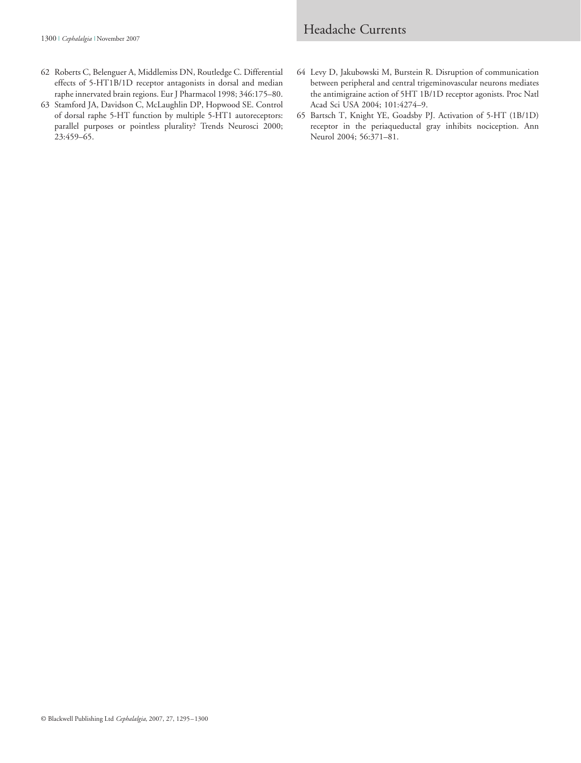62 Roberts C, Belenguer A, Middlemiss DN, Routledge C. Differential effects of 5-HT1B/1D receptor antagonists in dorsal and median raphe innervated brain regions. Eur J Pharmacol 1998; 346:175–80.

63 Stamford JA, Davidson C, McLaughlin DP, Hopwood SE. Control of dorsal raphe 5-HT function by multiple 5-HT1 autoreceptors: parallel purposes or pointless plurality? Trends Neurosci 2000; 23:459–65.

64 Levy D, Jakubowski M, Burstein R. Disruption of communication between peripheral and central trigeminovascular neurons mediates the antimigraine action of 5HT 1B/1D receptor agonists. Proc Natl Acad Sci USA 2004; 101:4274–9.

65 Bartsch T, Knight YE, Goadsby PJ. Activation of 5-HT (1B/1D) receptor in the periaqueductal gray inhibits nociception. Ann Neurol 2004; 56:371–81.